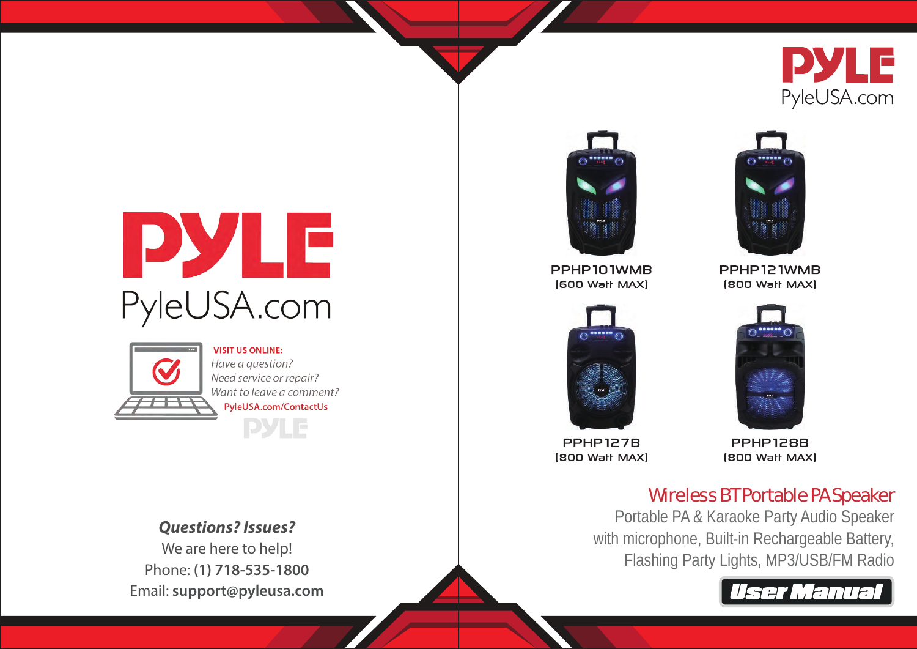# PYLE

PyleUSA.com

VISIT US ONLINE:

*Have a question?*

*Need service or repair?*

*Want to leave a comment?*

PyleUSA.com/ContactUs

***Questions? Issues?***

We are here to help!

Phone: **(1) 718-535-1800**

Email: **support@pyleusa.com**

# PYLE

PyleUSA.com

PPHP101WMB
(600 Watt MAX)

PPHP121WMB
(800 Watt MAX)

PPHP127B
(800 Watt MAX)

PPHP128B
(800 Watt MAX)

## Wireless BT Portable PA Speaker

Portable PA & Karaoke Party Audio Speaker with microphone, Built-in Rechargeable Battery, Flashing Party Lights, MP3/USB/FM Radio

**User Manual**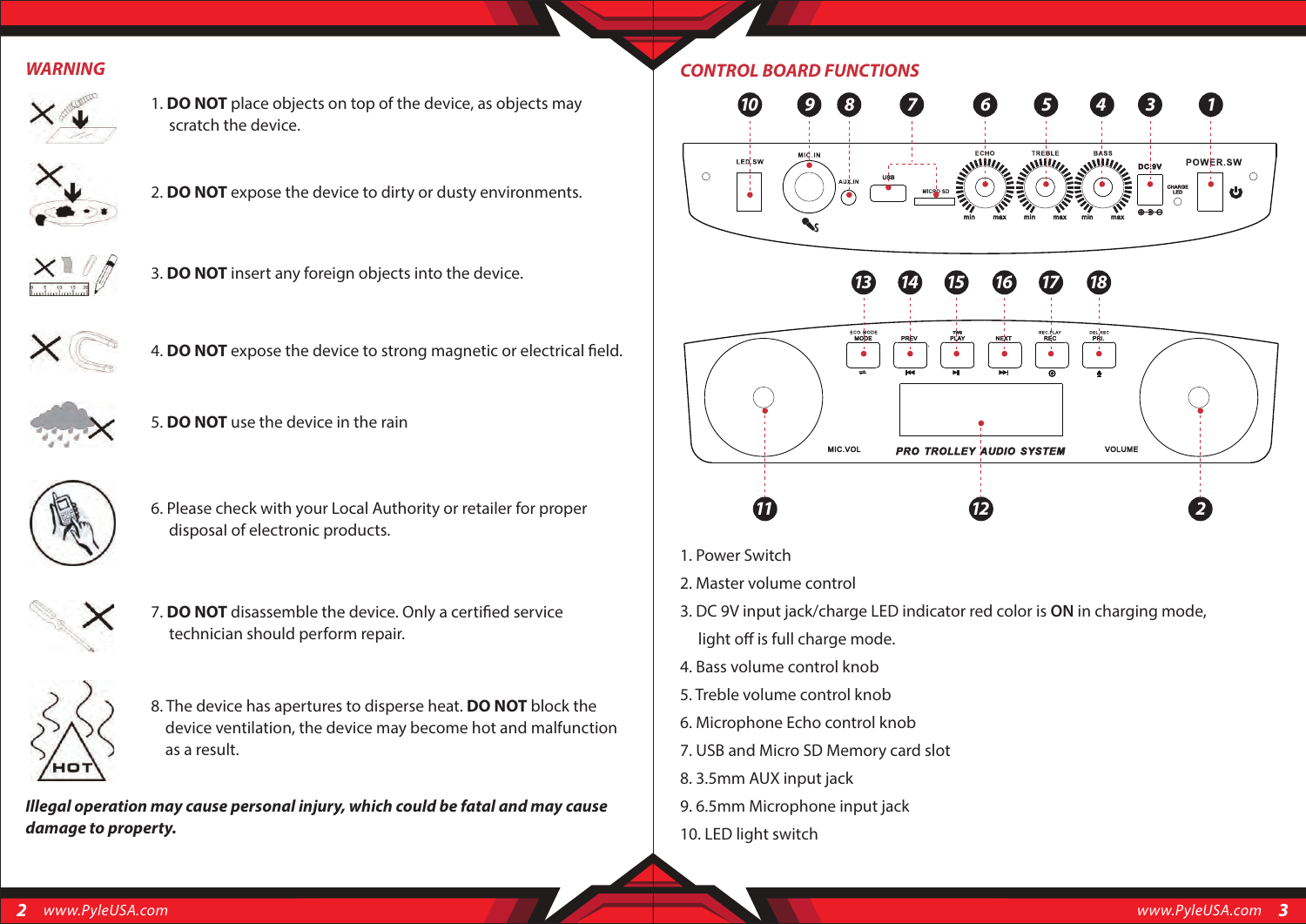## WARNING

1. **DO NOT** place objects on top of the device, as objects may scratch the device.

2. **DO NOT** expose the device to dirty or dusty environments.

3. **DO NOT** insert any foreign objects into the device.

4. **DO NOT** expose the device to strong magnetic or electrical field.

5. **DO NOT** use the device in the rain

6. Please check with your Local Authority or retailer for proper disposal of electronic products.

7. **DO NOT** disassemble the device. Only a certified service technician should perform repair.

8. The device has apertures to disperse heat. **DO NOT** block the device ventilation, the device may become hot and malfunction as a result.

***Illegal operation may cause personal injury, which could be fatal and may cause damage to property.***

## CONTROL BOARD FUNCTIONS

1. Power Switch
2. Master volume control
3. DC 9V input jack/charge LED indicator red color is **ON** in charging mode, light off is full charge mode.
4. Bass volume control knob
5. Treble volume control knob
6. Microphone Echo control knob
7. USB and Micro SD Memory card slot
8. 3.5mm AUX input jack
9. 6.5mm Microphone input jack
10. LED light switch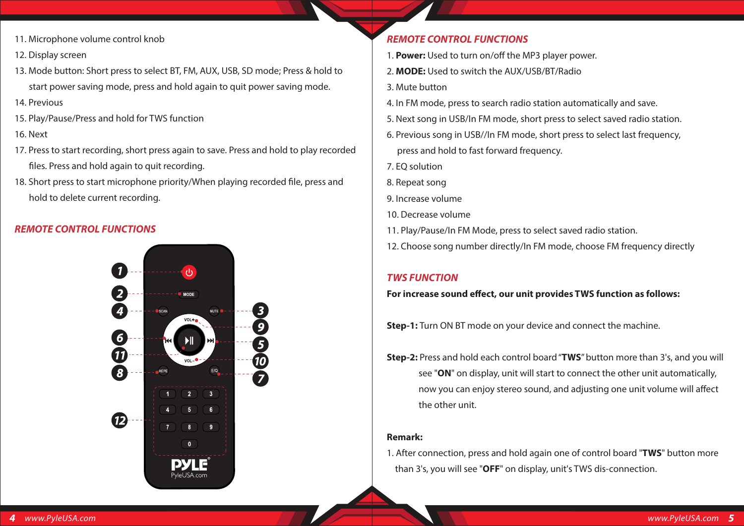11. Microphone volume control knob
12. Display screen
13. Mode button: Short press to select BT, FM, AUX, USB, SD mode; Press & hold to start power saving mode, press and hold again to quit power saving mode.
14. Previous
15. Play/Pause/Press and hold for TWS function
16. Next
17. Press to start recording, short press again to save. Press and hold to play recorded files. Press and hold again to quit recording.
18. Short press to start microphone priority/When playing recorded file, press and hold to delete current recording.

## REMOTE CONTROL FUNCTIONS

## REMOTE CONTROL FUNCTIONS

1. **Power:** Used to turn on/off the MP3 player power.
2. **MODE:** Used to switch the AUX/USB/BT/Radio
3. Mute button
4. In FM mode, press to search radio station automatically and save.
5. Next song in USB/In FM mode, short press to select saved radio station.
6. Previous song in USB//In FM mode, short press to select last frequency, press and hold to fast forward frequency.
7. EQ solution
8. Repeat song
9. Increase volume
10. Decrease volume
11. Play/Pause/In FM Mode, press to select saved radio station.
12. Choose song number directly/In FM mode, choose FM frequency directly

## TWS FUNCTION

**For increase sound effect, our unit provides TWS function as follows:**

**Step-1:** Turn ON BT mode on your device and connect the machine.

**Step-2:** Press and hold each control board "**TWS**" button more than 3's, and you will see "**ON**" on display, unit will start to connect the other unit automatically, now you can enjoy stereo sound, and adjusting one unit volume will affect the other unit.

**Remark:**

1. After connection, press and hold again one of control board "**TWS**" button more than 3's, you will see "**OFF**" on display, unit's TWS dis-connection.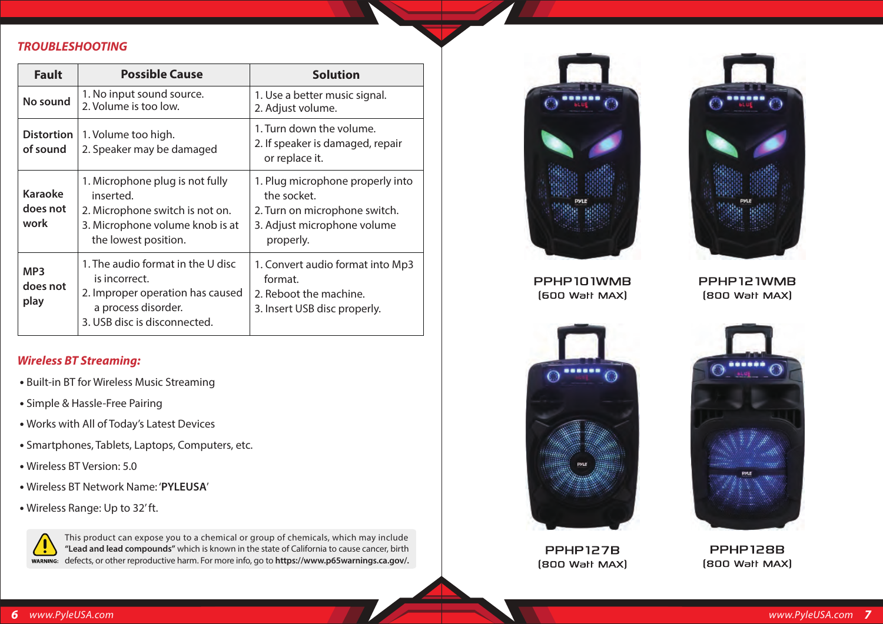## TROUBLESHOOTING

| Fault | Possible Cause | Solution |
|---|---|---|
| No sound | 1. No input sound source.<br>2. Volume is too low. | 1. Use a better music signal.<br>2. Adjust volume. |
| Distortion of sound | 1. Volume too high.<br>2. Speaker may be damaged | 1. Turn down the volume.<br>2. If speaker is damaged, repair or replace it. |
| Karaoke does not work | 1. Microphone plug is not fully inserted.<br>2. Microphone switch is not on.<br>3. Microphone volume knob is at the lowest position. | 1. Plug microphone properly into the socket.<br>2. Turn on microphone switch.<br>3. Adjust microphone volume properly. |
| MP3 does not play | 1. The audio format in the U disc is incorrect.<br>2. Improper operation has caused a process disorder.<br>3. USB disc is disconnected. | 1. Convert audio format into Mp3 format.<br>2. Reboot the machine.<br>3. Insert USB disc properly. |

### Wireless BT Streaming:

- Built-in BT for Wireless Music Streaming
- Simple & Hassle-Free Pairing
- Works with All of Today's Latest Devices
- Smartphones, Tablets, Laptops, Computers, etc.
- Wireless BT Version: 5.0
- Wireless BT Network Name: '**PYLEUSA**'
- Wireless Range: Up to 32' ft.

**WARNING:** This product can expose you to a chemical or group of chemicals, which may include **"Lead and lead compounds"** which is known in the state of California to cause cancer, birth defects, or other reproductive harm. For more info, go to **https://www.p65warnings.ca.gov/.**

PPHP101WMB
(600 Watt MAX)

PPHP121WMB
(800 Watt MAX)

PPHP127B
(800 Watt MAX)

PPHP128B
(800 Watt MAX)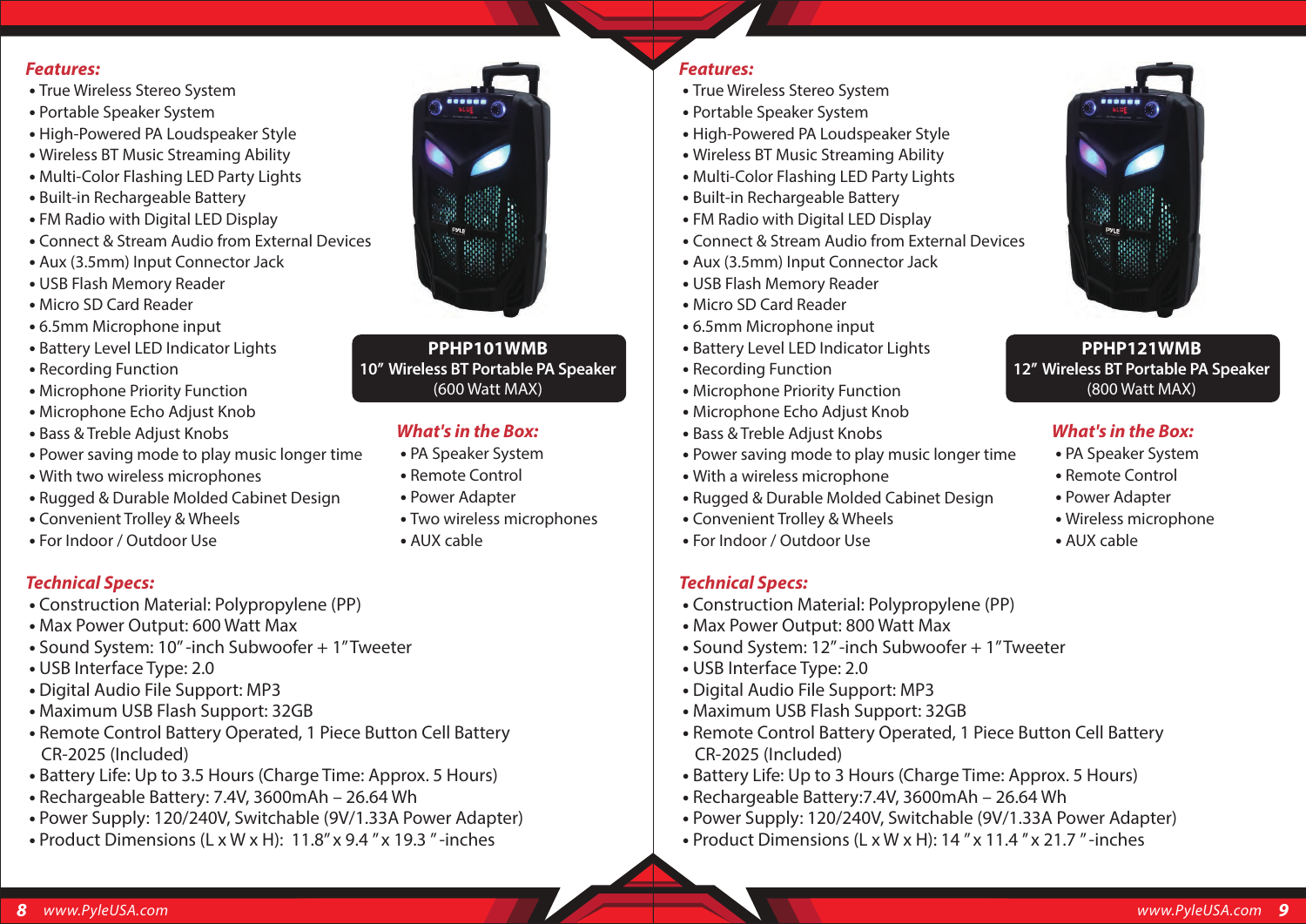### PPHP101WMB
**10" Wireless BT Portable PA Speaker**
(600 Watt MAX)

***Features:***

- True Wireless Stereo System
- Portable Speaker System
- High-Powered PA Loudspeaker Style
- Wireless BT Music Streaming Ability
- Multi-Color Flashing LED Party Lights
- Built-in Rechargeable Battery
- FM Radio with Digital LED Display
- Connect & Stream Audio from External Devices
- Aux (3.5mm) Input Connector Jack
- USB Flash Memory Reader
- Micro SD Card Reader
- 6.5mm Microphone input
- Battery Level LED Indicator Lights
- Recording Function
- Microphone Priority Function
- Microphone Echo Adjust Knob
- Bass & Treble Adjust Knobs
- Power saving mode to play music longer time
- With two wireless microphones
- Rugged & Durable Molded Cabinet Design
- Convenient Trolley & Wheels
- For Indoor / Outdoor Use

***What's in the Box:***

- PA Speaker System
- Remote Control
- Power Adapter
- Two wireless microphones
- AUX cable

***Technical Specs:***

- Construction Material: Polypropylene (PP)
- Max Power Output: 600 Watt Max
- Sound System: 10"-inch Subwoofer + 1" Tweeter
- USB Interface Type: 2.0
- Digital Audio File Support: MP3
- Maximum USB Flash Support: 32GB
- Remote Control Battery Operated, 1 Piece Button Cell Battery CR-2025 (Included)
- Battery Life: Up to 3.5 Hours (Charge Time: Approx. 5 Hours)
- Rechargeable Battery: 7.4V, 3600mAh – 26.64 Wh
- Power Supply: 120/240V, Switchable (9V/1.33A Power Adapter)
- Product Dimensions (L x W x H): 11.8" x 9.4" x 19.3"-inches

### PPHP121WMB
**12" Wireless BT Portable PA Speaker**
(800 Watt MAX)

***Features:***

- True Wireless Stereo System
- Portable Speaker System
- High-Powered PA Loudspeaker Style
- Wireless BT Music Streaming Ability
- Multi-Color Flashing LED Party Lights
- Built-in Rechargeable Battery
- FM Radio with Digital LED Display
- Connect & Stream Audio from External Devices
- Aux (3.5mm) Input Connector Jack
- USB Flash Memory Reader
- Micro SD Card Reader
- 6.5mm Microphone input
- Battery Level LED Indicator Lights
- Recording Function
- Microphone Priority Function
- Microphone Echo Adjust Knob
- Bass & Treble Adjust Knobs
- Power saving mode to play music longer time
- With a wireless microphone
- Rugged & Durable Molded Cabinet Design
- Convenient Trolley & Wheels
- For Indoor / Outdoor Use

***What's in the Box:***

- PA Speaker System
- Remote Control
- Power Adapter
- Wireless microphone
- AUX cable

***Technical Specs:***

- Construction Material: Polypropylene (PP)
- Max Power Output: 800 Watt Max
- Sound System: 12"-inch Subwoofer + 1" Tweeter
- USB Interface Type: 2.0
- Digital Audio File Support: MP3
- Maximum USB Flash Support: 32GB
- Remote Control Battery Operated, 1 Piece Button Cell Battery CR-2025 (Included)
- Battery Life: Up to 3 Hours (Charge Time: Approx. 5 Hours)
- Rechargeable Battery:7.4V, 3600mAh – 26.64 Wh
- Power Supply: 120/240V, Switchable (9V/1.33A Power Adapter)
- Product Dimensions (L x W x H): 14" x 11.4" x 21.7"-inches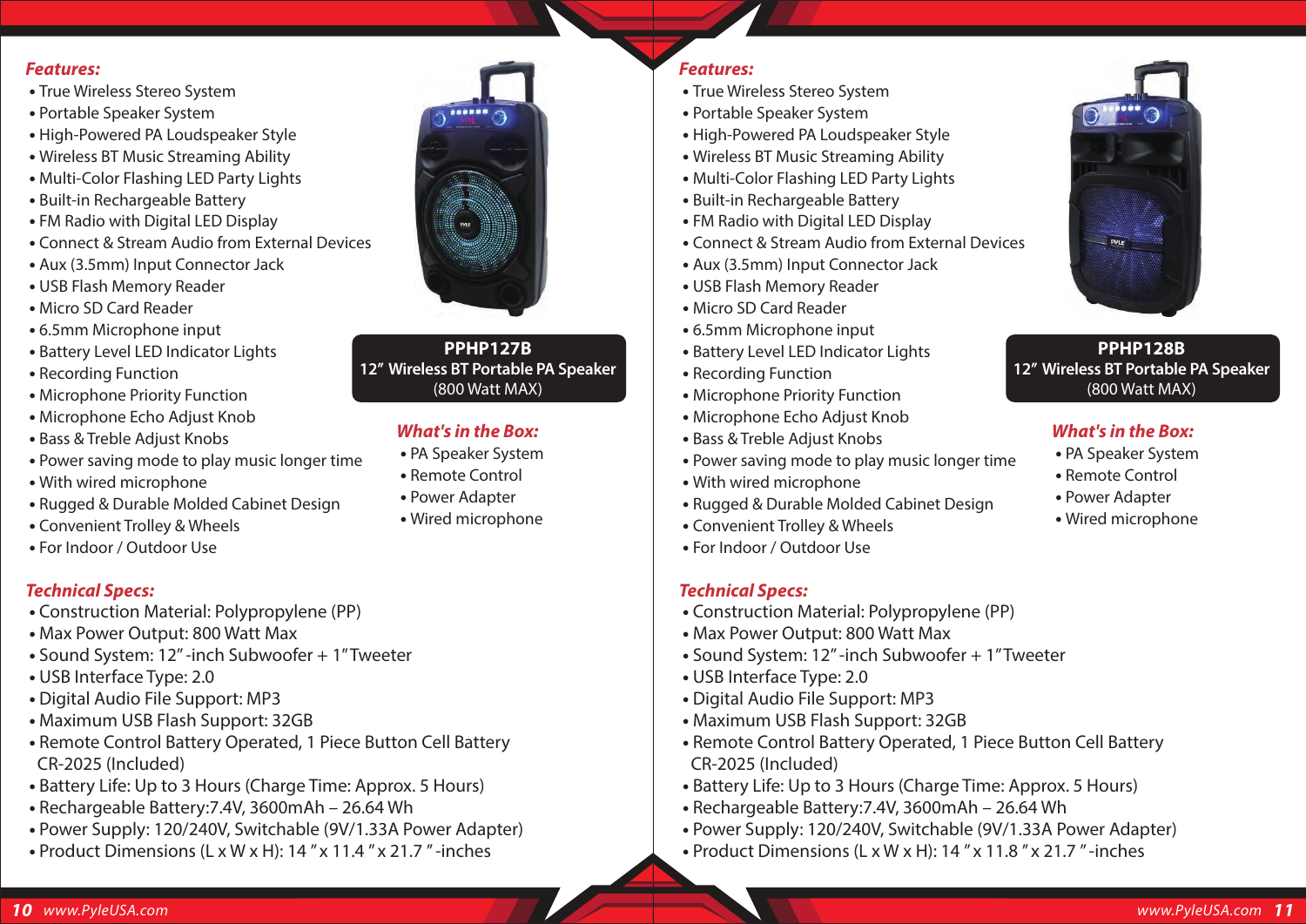## PPHP127B

**12" Wireless BT Portable PA Speaker**
(800 Watt MAX)

### *Features:*

- True Wireless Stereo System
- Portable Speaker System
- High-Powered PA Loudspeaker Style
- Wireless BT Music Streaming Ability
- Multi-Color Flashing LED Party Lights
- Built-in Rechargeable Battery
- FM Radio with Digital LED Display
- Connect & Stream Audio from External Devices
- Aux (3.5mm) Input Connector Jack
- USB Flash Memory Reader
- Micro SD Card Reader
- 6.5mm Microphone input
- Battery Level LED Indicator Lights
- Recording Function
- Microphone Priority Function
- Microphone Echo Adjust Knob
- Bass & Treble Adjust Knobs
- Power saving mode to play music longer time
- With wired microphone
- Rugged & Durable Molded Cabinet Design
- Convenient Trolley & Wheels
- For Indoor / Outdoor Use

### *What's in the Box:*

- PA Speaker System
- Remote Control
- Power Adapter
- Wired microphone

### *Technical Specs:*

- Construction Material: Polypropylene (PP)
- Max Power Output: 800 Watt Max
- Sound System: 12"-inch Subwoofer + 1" Tweeter
- USB Interface Type: 2.0
- Digital Audio File Support: MP3
- Maximum USB Flash Support: 32GB
- Remote Control Battery Operated, 1 Piece Button Cell Battery CR-2025 (Included)
- Battery Life: Up to 3 Hours (Charge Time: Approx. 5 Hours)
- Rechargeable Battery:7.4V, 3600mAh – 26.64 Wh
- Power Supply: 120/240V, Switchable (9V/1.33A Power Adapter)
- Product Dimensions (L x W x H): 14" x 11.4" x 21.7"-inches

## PPHP128B

**12" Wireless BT Portable PA Speaker**
(800 Watt MAX)

### *Features:*

- True Wireless Stereo System
- Portable Speaker System
- High-Powered PA Loudspeaker Style
- Wireless BT Music Streaming Ability
- Multi-Color Flashing LED Party Lights
- Built-in Rechargeable Battery
- FM Radio with Digital LED Display
- Connect & Stream Audio from External Devices
- Aux (3.5mm) Input Connector Jack
- USB Flash Memory Reader
- Micro SD Card Reader
- 6.5mm Microphone input
- Battery Level LED Indicator Lights
- Recording Function
- Microphone Priority Function
- Microphone Echo Adjust Knob
- Bass & Treble Adjust Knobs
- Power saving mode to play music longer time
- With wired microphone
- Rugged & Durable Molded Cabinet Design
- Convenient Trolley & Wheels
- For Indoor / Outdoor Use

### *What's in the Box:*

- PA Speaker System
- Remote Control
- Power Adapter
- Wired microphone

### *Technical Specs:*

- Construction Material: Polypropylene (PP)
- Max Power Output: 800 Watt Max
- Sound System: 12"-inch Subwoofer + 1" Tweeter
- USB Interface Type: 2.0
- Digital Audio File Support: MP3
- Maximum USB Flash Support: 32GB
- Remote Control Battery Operated, 1 Piece Button Cell Battery CR-2025 (Included)
- Battery Life: Up to 3 Hours (Charge Time: Approx. 5 Hours)
- Rechargeable Battery:7.4V, 3600mAh – 26.64 Wh
- Power Supply: 120/240V, Switchable (9V/1.33A Power Adapter)
- Product Dimensions (L x W x H): 14" x 11.8" x 21.7"-inches